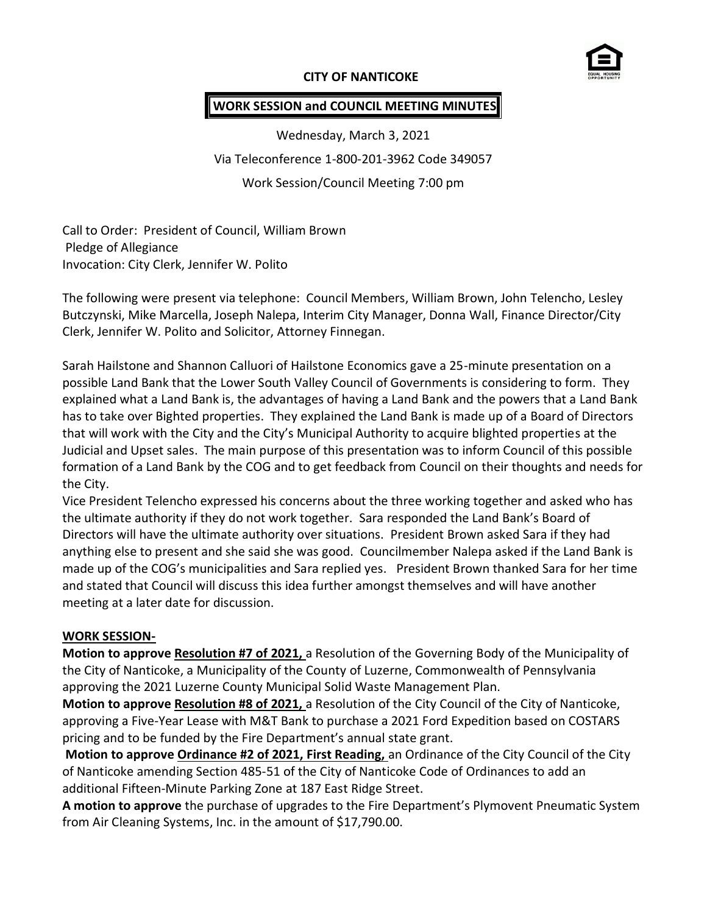**CITY OF NANTICOKE**

**WORK SESSION and COUNCIL MEETING MINUTES**

Wednesday, March 3, 2021

Via Teleconference 1-800-201-3962 Code 349057

Work Session/Council Meeting 7:00 pm

Call to Order: President of Council, William Brown
Pledge of Allegiance
Invocation: City Clerk, Jennifer W. Polito

The following were present via telephone: Council Members, William Brown, John Telencho, Lesley Butczynski, Mike Marcella, Joseph Nalepa, Interim City Manager, Donna Wall, Finance Director/City Clerk, Jennifer W. Polito and Solicitor, Attorney Finnegan.

Sarah Hailstone and Shannon Calluori of Hailstone Economics gave a 25-minute presentation on a possible Land Bank that the Lower South Valley Council of Governments is considering to form. They explained what a Land Bank is, the advantages of having a Land Bank and the powers that a Land Bank has to take over Bighted properties. They explained the Land Bank is made up of a Board of Directors that will work with the City and the City's Municipal Authority to acquire blighted properties at the Judicial and Upset sales. The main purpose of this presentation was to inform Council of this possible formation of a Land Bank by the COG and to get feedback from Council on their thoughts and needs for the City.

Vice President Telencho expressed his concerns about the three working together and asked who has the ultimate authority if they do not work together. Sara responded the Land Bank's Board of Directors will have the ultimate authority over situations. President Brown asked Sara if they had anything else to present and she said she was good. Councilmember Nalepa asked if the Land Bank is made up of the COG's municipalities and Sara replied yes. President Brown thanked Sara for her time and stated that Council will discuss this idea further amongst themselves and will have another meeting at a later date for discussion.

**WORK SESSION-**

**Motion to approve Resolution #7 of 2021,** a Resolution of the Governing Body of the Municipality of the City of Nanticoke, a Municipality of the County of Luzerne, Commonwealth of Pennsylvania approving the 2021 Luzerne County Municipal Solid Waste Management Plan.

**Motion to approve Resolution #8 of 2021,** a Resolution of the City Council of the City of Nanticoke, approving a Five-Year Lease with M&T Bank to purchase a 2021 Ford Expedition based on COSTARS pricing and to be funded by the Fire Department's annual state grant.

**Motion to approve Ordinance #2 of 2021, First Reading,** an Ordinance of the City Council of the City of Nanticoke amending Section 485-51 of the City of Nanticoke Code of Ordinances to add an additional Fifteen-Minute Parking Zone at 187 East Ridge Street.

**A motion to approve** the purchase of upgrades to the Fire Department's Plymovent Pneumatic System from Air Cleaning Systems, Inc. in the amount of $17,790.00.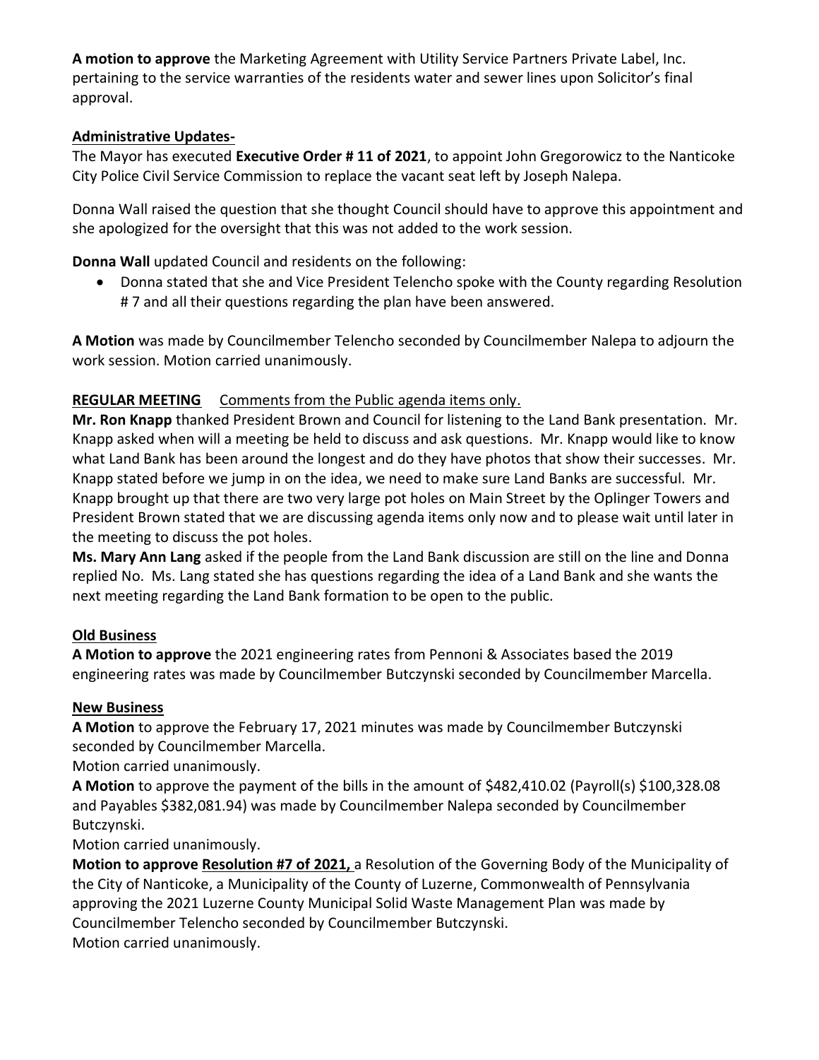**A motion to approve** the Marketing Agreement with Utility Service Partners Private Label, Inc. pertaining to the service warranties of the residents water and sewer lines upon Solicitor's final approval.

**Administrative Updates-**

The Mayor has executed **Executive Order # 11 of 2021**, to appoint John Gregorowicz to the Nanticoke City Police Civil Service Commission to replace the vacant seat left by Joseph Nalepa.

Donna Wall raised the question that she thought Council should have to approve this appointment and she apologized for the oversight that this was not added to the work session.

**Donna Wall** updated Council and residents on the following:

- Donna stated that she and Vice President Telencho spoke with the County regarding Resolution # 7 and all their questions regarding the plan have been answered.

**A Motion** was made by Councilmember Telencho seconded by Councilmember Nalepa to adjourn the work session. Motion carried unanimously.

**REGULAR MEETING** Comments from the Public agenda items only.

**Mr. Ron Knapp** thanked President Brown and Council for listening to the Land Bank presentation. Mr. Knapp asked when will a meeting be held to discuss and ask questions. Mr. Knapp would like to know what Land Bank has been around the longest and do they have photos that show their successes. Mr. Knapp stated before we jump in on the idea, we need to make sure Land Banks are successful. Mr. Knapp brought up that there are two very large pot holes on Main Street by the Oplinger Towers and President Brown stated that we are discussing agenda items only now and to please wait until later in the meeting to discuss the pot holes.

**Ms. Mary Ann Lang** asked if the people from the Land Bank discussion are still on the line and Donna replied No. Ms. Lang stated she has questions regarding the idea of a Land Bank and she wants the next meeting regarding the Land Bank formation to be open to the public.

**Old Business**

**A Motion to approve** the 2021 engineering rates from Pennoni & Associates based the 2019 engineering rates was made by Councilmember Butczynski seconded by Councilmember Marcella.

**New Business**

**A Motion** to approve the February 17, 2021 minutes was made by Councilmember Butczynski seconded by Councilmember Marcella.

Motion carried unanimously.

**A Motion** to approve the payment of the bills in the amount of $482,410.02 (Payroll(s) $100,328.08 and Payables $382,081.94) was made by Councilmember Nalepa seconded by Councilmember Butczynski.

Motion carried unanimously.

**Motion to approve Resolution #7 of 2021,** a Resolution of the Governing Body of the Municipality of the City of Nanticoke, a Municipality of the County of Luzerne, Commonwealth of Pennsylvania approving the 2021 Luzerne County Municipal Solid Waste Management Plan was made by Councilmember Telencho seconded by Councilmember Butczynski.

Motion carried unanimously.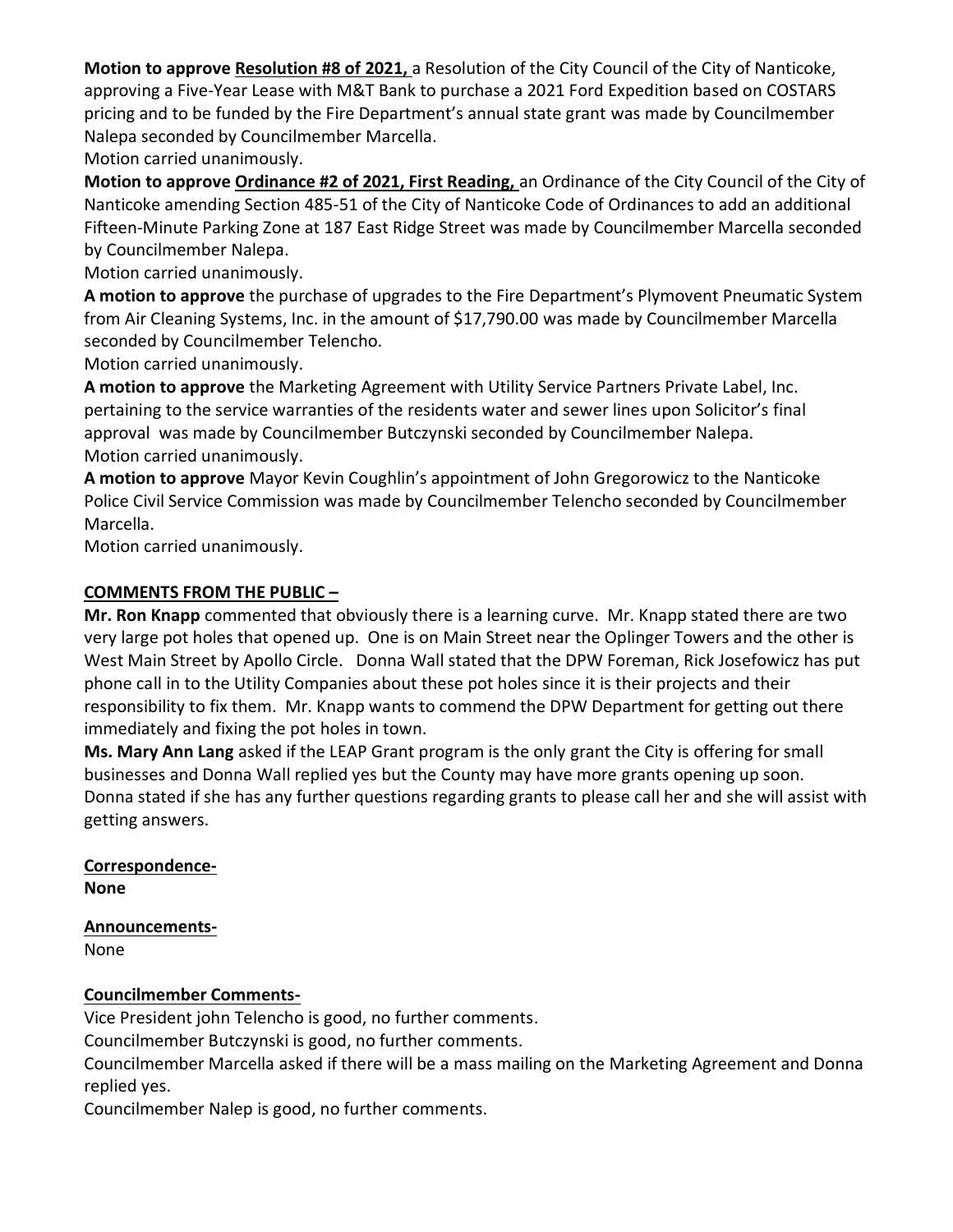**Motion to approve** **Resolution #8 of 2021,** a Resolution of the City Council of the City of Nanticoke, approving a Five-Year Lease with M&T Bank to purchase a 2021 Ford Expedition based on COSTARS pricing and to be funded by the Fire Department's annual state grant was made by Councilmember Nalepa seconded by Councilmember Marcella.

Motion carried unanimously.

**Motion to approve** **Ordinance #2 of 2021, First Reading,** an Ordinance of the City Council of the City of Nanticoke amending Section 485-51 of the City of Nanticoke Code of Ordinances to add an additional Fifteen-Minute Parking Zone at 187 East Ridge Street was made by Councilmember Marcella seconded by Councilmember Nalepa.

Motion carried unanimously.

**A motion to approve** the purchase of upgrades to the Fire Department's Plymovent Pneumatic System from Air Cleaning Systems, Inc. in the amount of $17,790.00 was made by Councilmember Marcella seconded by Councilmember Telencho.

Motion carried unanimously.

**A motion to approve** the Marketing Agreement with Utility Service Partners Private Label, Inc. pertaining to the service warranties of the residents water and sewer lines upon Solicitor's final approval was made by Councilmember Butczynski seconded by Councilmember Nalepa.

Motion carried unanimously.

**A motion to approve** Mayor Kevin Coughlin's appointment of John Gregorowicz to the Nanticoke Police Civil Service Commission was made by Councilmember Telencho seconded by Councilmember Marcella.

Motion carried unanimously.

## COMMENTS FROM THE PUBLIC –

**Mr. Ron Knapp** commented that obviously there is a learning curve. Mr. Knapp stated there are two very large pot holes that opened up. One is on Main Street near the Oplinger Towers and the other is West Main Street by Apollo Circle. Donna Wall stated that the DPW Foreman, Rick Josefowicz has put phone call in to the Utility Companies about these pot holes since it is their projects and their responsibility to fix them. Mr. Knapp wants to commend the DPW Department for getting out there immediately and fixing the pot holes in town.

**Ms. Mary Ann Lang** asked if the LEAP Grant program is the only grant the City is offering for small businesses and Donna Wall replied yes but the County may have more grants opening up soon. Donna stated if she has any further questions regarding grants to please call her and she will assist with getting answers.

## Correspondence-

**None**

## Announcements-

None

## Councilmember Comments-

Vice President john Telencho is good, no further comments.

Councilmember Butczynski is good, no further comments.

Councilmember Marcella asked if there will be a mass mailing on the Marketing Agreement and Donna replied yes.

Councilmember Nalep is good, no further comments.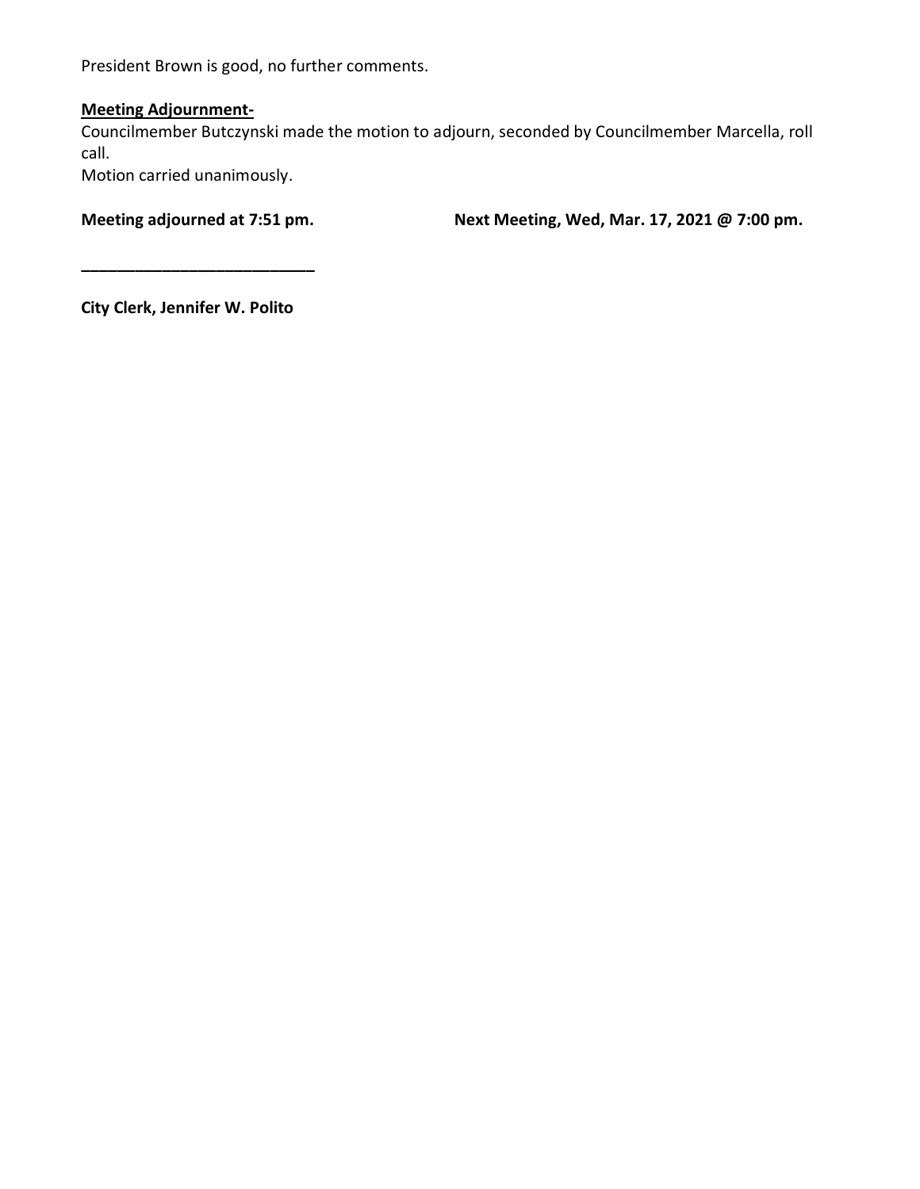President Brown is good, no further comments.

**<u>Meeting Adjournment-</u>**

Councilmember Butczynski made the motion to adjourn, seconded by Councilmember Marcella, roll call.

Motion carried unanimously.

**Meeting adjourned at 7:51 pm.** **Next Meeting, Wed, Mar. 17, 2021 @ 7:00 pm.**

**___________________________**

**City Clerk, Jennifer W. Polito**